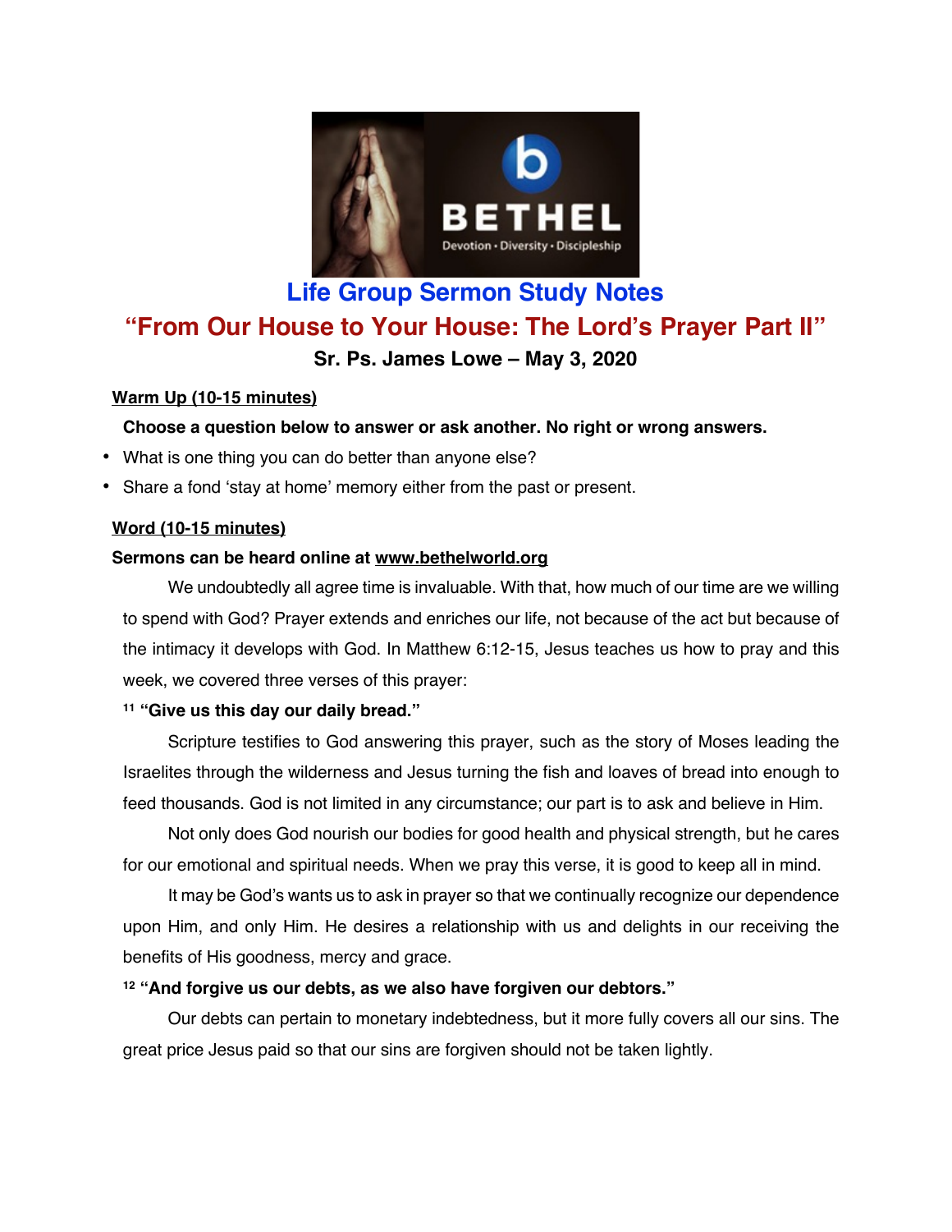# Life Group Sermon Study Notes

## "From Our House to Your House: The Lord's Prayer Part II"

**Sr. Ps. James Lowe – May 3, 2020**

**Warm Up (10-15 minutes)**

**Choose a question below to answer or ask another. No right or wrong answers.**

- What is one thing you can do better than anyone else?
- Share a fond 'stay at home' memory either from the past or present.

**Word (10-15 minutes)**

**Sermons can be heard online at www.bethelworld.org**

We undoubtedly all agree time is invaluable. With that, how much of our time are we willing to spend with God? Prayer extends and enriches our life, not because of the act but because of the intimacy it develops with God. In Matthew 6:12-15, Jesus teaches us how to pray and this week, we covered three verses of this prayer:

**11 "Give us this day our daily bread."**

Scripture testifies to God answering this prayer, such as the story of Moses leading the Israelites through the wilderness and Jesus turning the fish and loaves of bread into enough to feed thousands. God is not limited in any circumstance; our part is to ask and believe in Him.

Not only does God nourish our bodies for good health and physical strength, but he cares for our emotional and spiritual needs. When we pray this verse, it is good to keep all in mind.

It may be God's wants us to ask in prayer so that we continually recognize our dependence upon Him, and only Him. He desires a relationship with us and delights in our receiving the benefits of His goodness, mercy and grace.

**12 "And forgive us our debts, as we also have forgiven our debtors."**

Our debts can pertain to monetary indebtedness, but it more fully covers all our sins. The great price Jesus paid so that our sins are forgiven should not be taken lightly.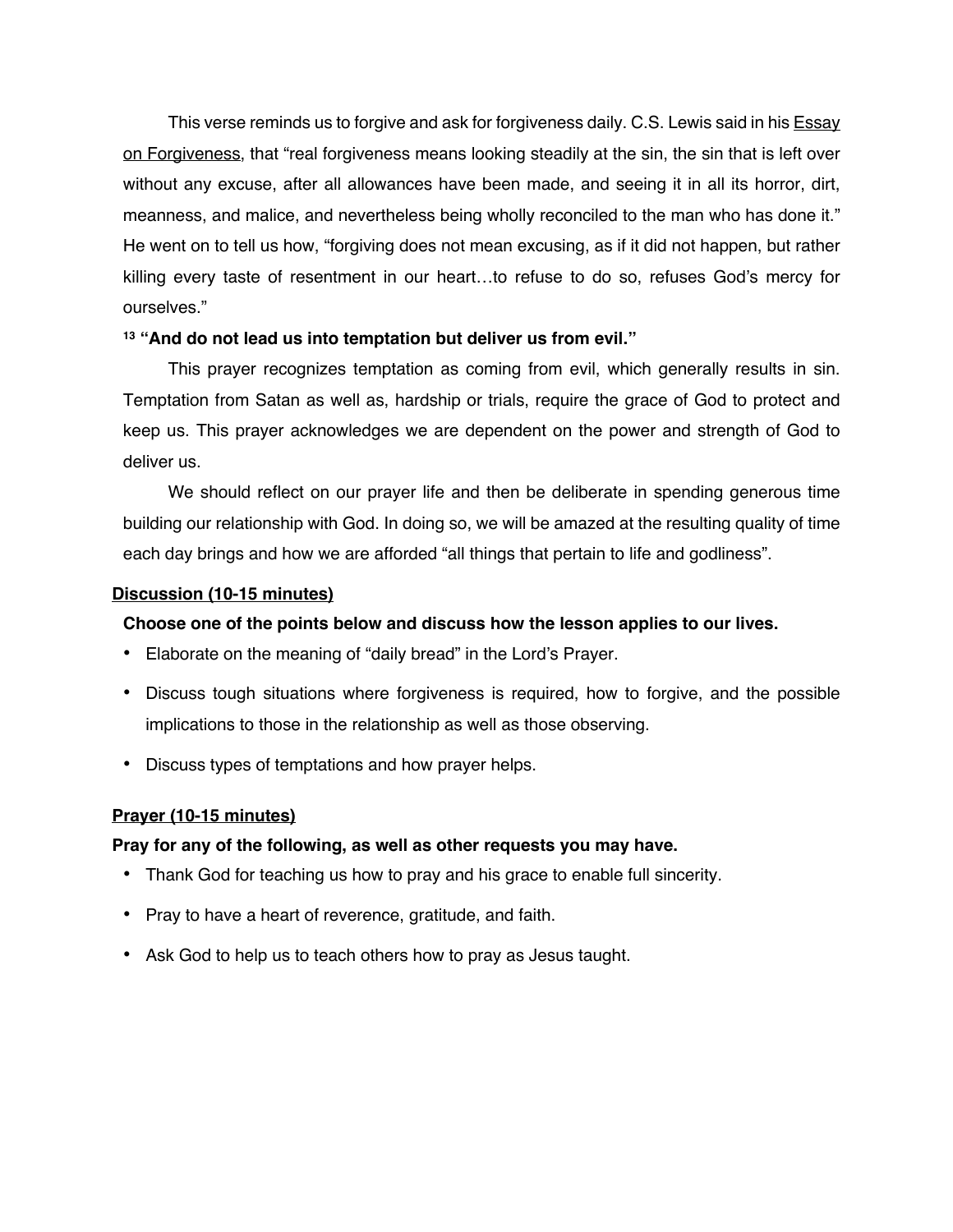This verse reminds us to forgive and ask for forgiveness daily. C.S. Lewis said in his Essay on Forgiveness, that "real forgiveness means looking steadily at the sin, the sin that is left over without any excuse, after all allowances have been made, and seeing it in all its horror, dirt, meanness, and malice, and nevertheless being wholly reconciled to the man who has done it." He went on to tell us how, "forgiving does not mean excusing, as if it did not happen, but rather killing every taste of resentment in our heart…to refuse to do so, refuses God's mercy for ourselves."

**[13] "And do not lead us into temptation but deliver us from evil."**

This prayer recognizes temptation as coming from evil, which generally results in sin. Temptation from Satan as well as, hardship or trials, require the grace of God to protect and keep us. This prayer acknowledges we are dependent on the power and strength of God to deliver us.

We should reflect on our prayer life and then be deliberate in spending generous time building our relationship with God. In doing so, we will be amazed at the resulting quality of time each day brings and how we are afforded "all things that pertain to life and godliness".

## Discussion (10-15 minutes)

**Choose one of the points below and discuss how the lesson applies to our lives.**

- Elaborate on the meaning of "daily bread" in the Lord's Prayer.
- Discuss tough situations where forgiveness is required, how to forgive, and the possible implications to those in the relationship as well as those observing.
- Discuss types of temptations and how prayer helps.

## Prayer (10-15 minutes)

**Pray for any of the following, as well as other requests you may have.**

- Thank God for teaching us how to pray and his grace to enable full sincerity.
- Pray to have a heart of reverence, gratitude, and faith.
- Ask God to help us to teach others how to pray as Jesus taught.